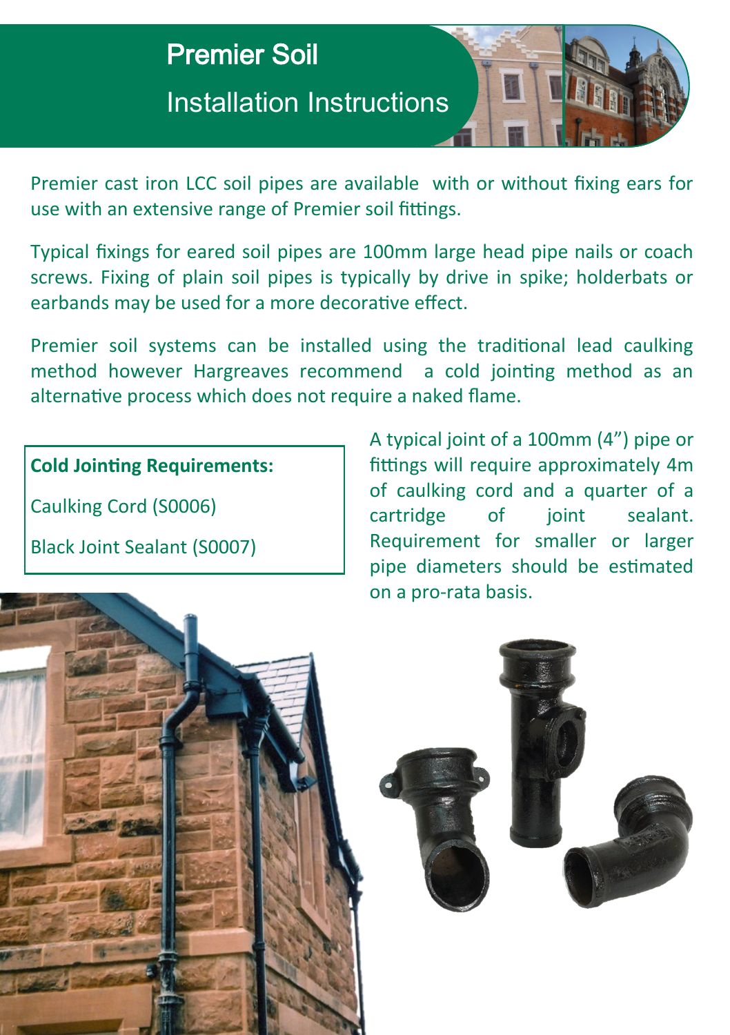# Premier Soil

## Installation Instructions

Premier cast iron LCC soil pipes are available with or without fixing ears for use with an extensive range of Premier soil fittings.

Typical fixings for eared soil pipes are 100mm large head pipe nails or coach screws. Fixing of plain soil pipes is typically by drive in spike; holderbats or earbands may be used for a more decorative effect.

Premier soil systems can be installed using the traditional lead caulking method however Hargreaves recommend a cold jointing method as an alternative process which does not require a naked flame.

**Cold Jointing Requirements:**

Caulking Cord (S0006)

Black Joint Sealant (S0007)

A typical joint of a 100mm (4") pipe or fittings will require approximately 4m of caulking cord and a quarter of a cartridge of joint sealant. Requirement for smaller or larger pipe diameters should be estimated on a pro-rata basis.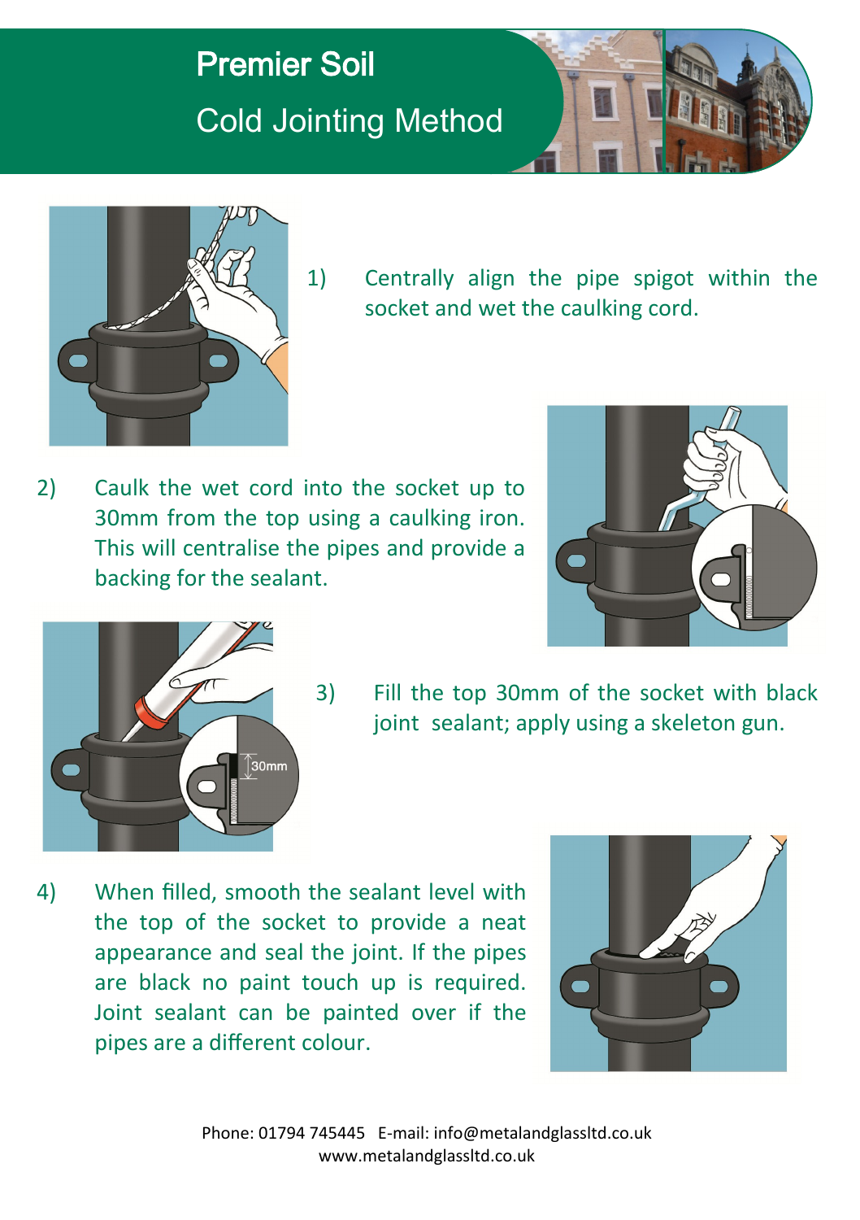# Premier Soil

## Cold Jointing Method

1) Centrally align the pipe spigot within the socket and wet the caulking cord.

2) Caulk the wet cord into the socket up to 30mm from the top using a caulking iron. This will centralise the pipes and provide a backing for the sealant.

3) Fill the top 30mm of the socket with black joint sealant; apply using a skeleton gun.

30mm

4) When filled, smooth the sealant level with the top of the socket to provide a neat appearance and seal the joint. If the pipes are black no paint touch up is required. Joint sealant can be painted over if the pipes are a different colour.

Phone: 01794 745445 E-mail: info@metalandglassltd.co.uk
www.metalandglassltd.co.uk